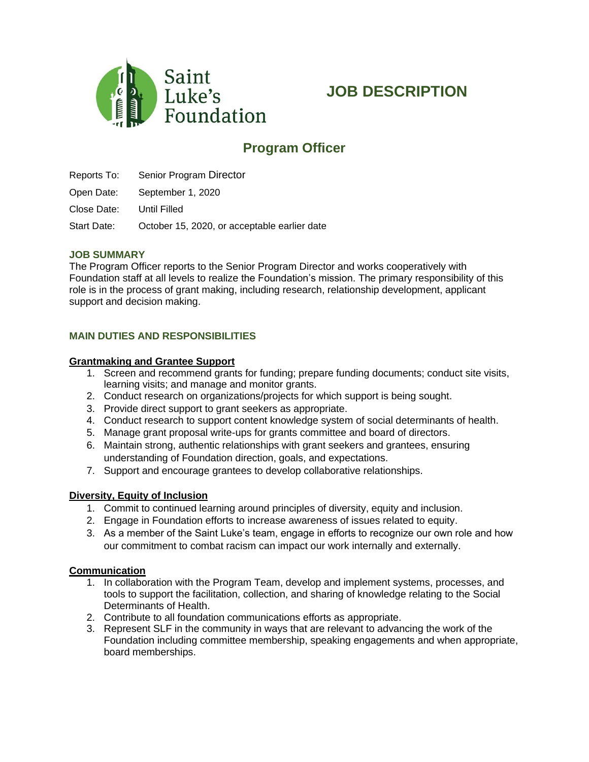Saint Luke's Foundation

# JOB DESCRIPTION

## Program Officer

Reports To: Senior Program Director

Open Date: September 1, 2020

Close Date: Until Filled

Start Date: October 15, 2020, or acceptable earlier date

### JOB SUMMARY

The Program Officer reports to the Senior Program Director and works cooperatively with Foundation staff at all levels to realize the Foundation's mission. The primary responsibility of this role is in the process of grant making, including research, relationship development, applicant support and decision making.

### MAIN DUTIES AND RESPONSIBILITIES

**Grantmaking and Grantee Support**

1. Screen and recommend grants for funding; prepare funding documents; conduct site visits, learning visits; and manage and monitor grants.
2. Conduct research on organizations/projects for which support is being sought.
3. Provide direct support to grant seekers as appropriate.
4. Conduct research to support content knowledge system of social determinants of health.
5. Manage grant proposal write-ups for grants committee and board of directors.
6. Maintain strong, authentic relationships with grant seekers and grantees, ensuring understanding of Foundation direction, goals, and expectations.
7. Support and encourage grantees to develop collaborative relationships.

**Diversity, Equity of Inclusion**

1. Commit to continued learning around principles of diversity, equity and inclusion.
2. Engage in Foundation efforts to increase awareness of issues related to equity.
3. As a member of the Saint Luke's team, engage in efforts to recognize our own role and how our commitment to combat racism can impact our work internally and externally.

**Communication**

1. In collaboration with the Program Team, develop and implement systems, processes, and tools to support the facilitation, collection, and sharing of knowledge relating to the Social Determinants of Health.
2. Contribute to all foundation communications efforts as appropriate.
3. Represent SLF in the community in ways that are relevant to advancing the work of the Foundation including committee membership, speaking engagements and when appropriate, board memberships.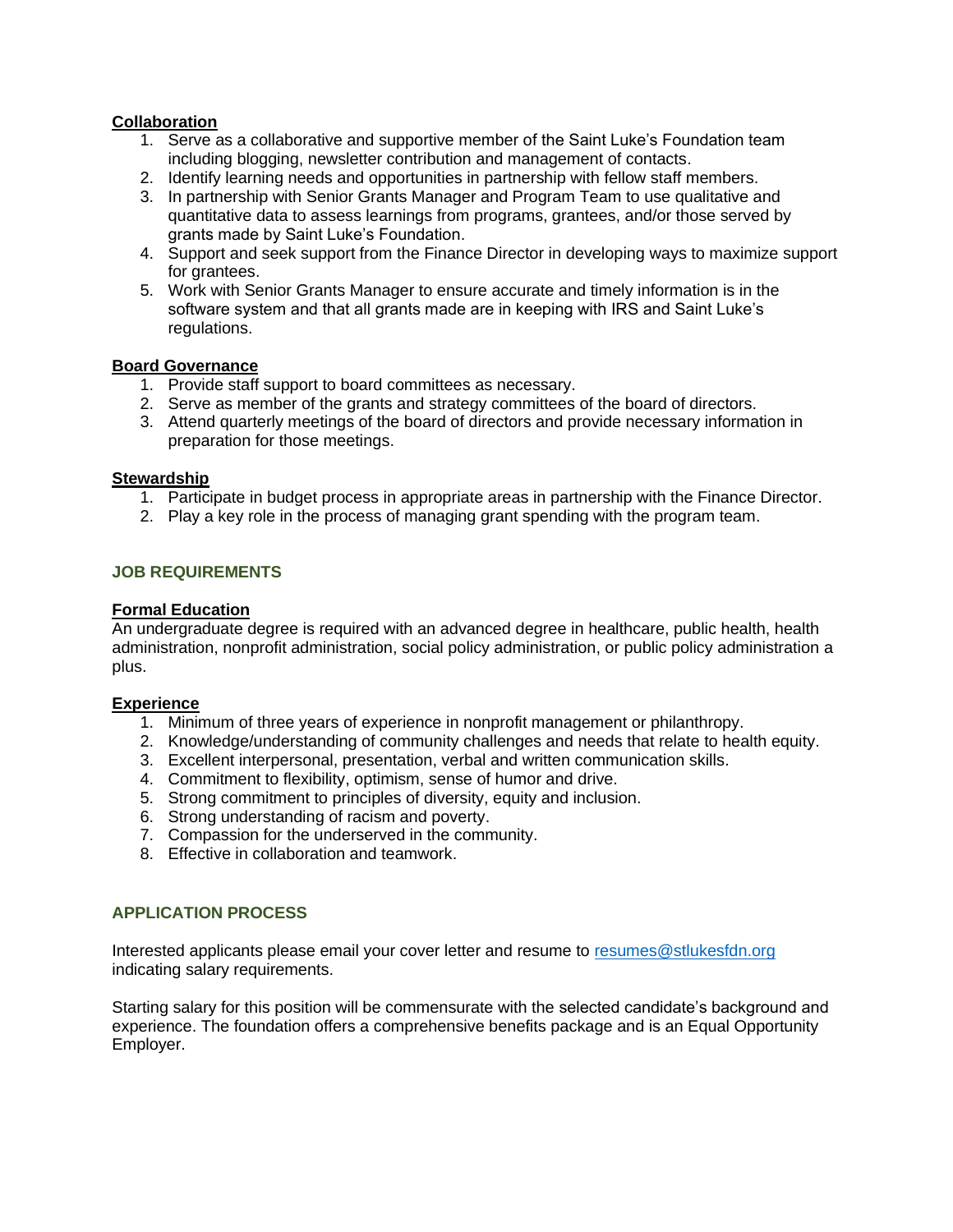**Collaboration**

1. Serve as a collaborative and supportive member of the Saint Luke's Foundation team including blogging, newsletter contribution and management of contacts.
2. Identify learning needs and opportunities in partnership with fellow staff members.
3. In partnership with Senior Grants Manager and Program Team to use qualitative and quantitative data to assess learnings from programs, grantees, and/or those served by grants made by Saint Luke's Foundation.
4. Support and seek support from the Finance Director in developing ways to maximize support for grantees.
5. Work with Senior Grants Manager to ensure accurate and timely information is in the software system and that all grants made are in keeping with IRS and Saint Luke's regulations.

**Board Governance**

1. Provide staff support to board committees as necessary.
2. Serve as member of the grants and strategy committees of the board of directors.
3. Attend quarterly meetings of the board of directors and provide necessary information in preparation for those meetings.

**Stewardship**

1. Participate in budget process in appropriate areas in partnership with the Finance Director.
2. Play a key role in the process of managing grant spending with the program team.

## JOB REQUIREMENTS

**Formal Education**

An undergraduate degree is required with an advanced degree in healthcare, public health, health administration, nonprofit administration, social policy administration, or public policy administration a plus.

**Experience**

1. Minimum of three years of experience in nonprofit management or philanthropy.
2. Knowledge/understanding of community challenges and needs that relate to health equity.
3. Excellent interpersonal, presentation, verbal and written communication skills.
4. Commitment to flexibility, optimism, sense of humor and drive.
5. Strong commitment to principles of diversity, equity and inclusion.
6. Strong understanding of racism and poverty.
7. Compassion for the underserved in the community.
8. Effective in collaboration and teamwork.

## APPLICATION PROCESS

Interested applicants please email your cover letter and resume to resumes@stlukesfdn.org indicating salary requirements.

Starting salary for this position will be commensurate with the selected candidate's background and experience. The foundation offers a comprehensive benefits package and is an Equal Opportunity Employer.